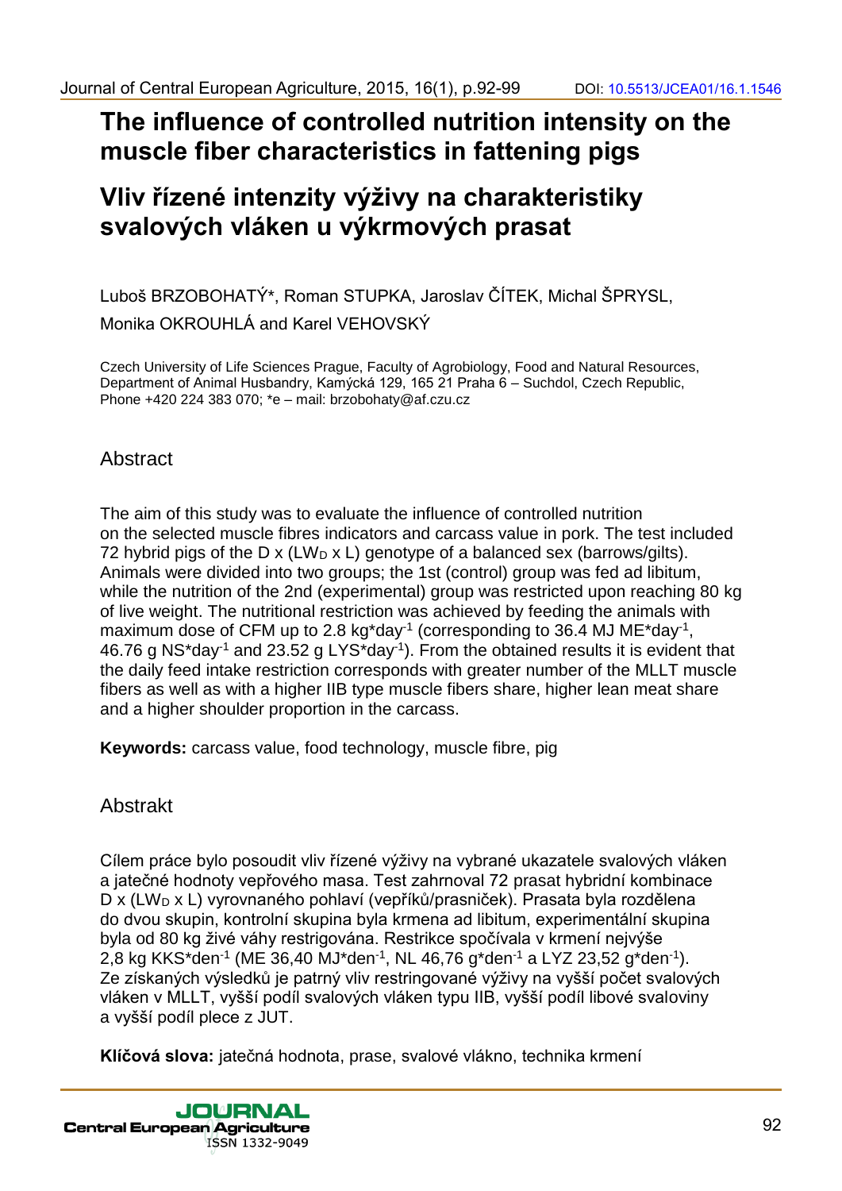# The influence of controlled nutrition intensity on the muscle fiber characteristics in fattening pigs

# Vliv řízené intenzity výživy na charakteristiky svalových vláken u výkrmových prasat

Luboš BRZOBOHATÝ*, Roman STUPKA, Jaroslav ČÍTEK, Michal ŠPRYSL, Monika OKROUHLÁ and Karel VEHOVSKÝ

Czech University of Life Sciences Prague, Faculty of Agrobiology, Food and Natural Resources, Department of Animal Husbandry, Kamýcká 129, 165 21 Praha 6 – Suchdol, Czech Republic, Phone +420 224 383 070; *e – mail: brzobohaty@af.czu.cz

## Abstract

The aim of this study was to evaluate the influence of controlled nutrition on the selected muscle fibres indicators and carcass value in pork. The test included 72 hybrid pigs of the D x ($LW_D$ x L) genotype of a balanced sex (barrows/gilts). Animals were divided into two groups; the 1st (control) group was fed ad libitum, while the nutrition of the 2nd (experimental) group was restricted upon reaching 80 kg of live weight. The nutritional restriction was achieved by feeding the animals with maximum dose of CFM up to 2.8 kg*day$^{-1}$ (corresponding to 36.4 MJ ME*day$^{-1}$, 46.76 g NS*day$^{-1}$ and 23.52 g LYS*day$^{-1}$). From the obtained results it is evident that the daily feed intake restriction corresponds with greater number of the MLLT muscle fibers as well as with a higher IIB type muscle fibers share, higher lean meat share and a higher shoulder proportion in the carcass.

**Keywords:** carcass value, food technology, muscle fibre, pig

## Abstrakt

Cílem práce bylo posoudit vliv řízené výživy na vybrané ukazatele svalových vláken a jatečné hodnoty vepřového masa. Test zahrnoval 72 prasat hybridní kombinace D x ($LW_D$ x L) vyrovnaného pohlaví (vepříků/prasniček). Prasata byla rozdělena do dvou skupin, kontrolní skupina byla krmena ad libitum, experimentální skupina byla od 80 kg živé váhy restrigována. Restrikce spočívala v krmení nejvýše 2,8 kg KKS*den$^{-1}$ (ME 36,40 MJ*den$^{-1}$, NL 46,76 g*den$^{-1}$ a LYZ 23,52 g*den$^{-1}$). Ze získaných výsledků je patrný vliv restringované výživy na vyšší počet svalových vláken v MLLT, vyšší podíl svalových vláken typu IIB, vyšší podíl libové svaloviny a vyšší podíl plece z JUT.

**Klíčová slova:** jatečná hodnota, prase, svalové vlákno, technika krmení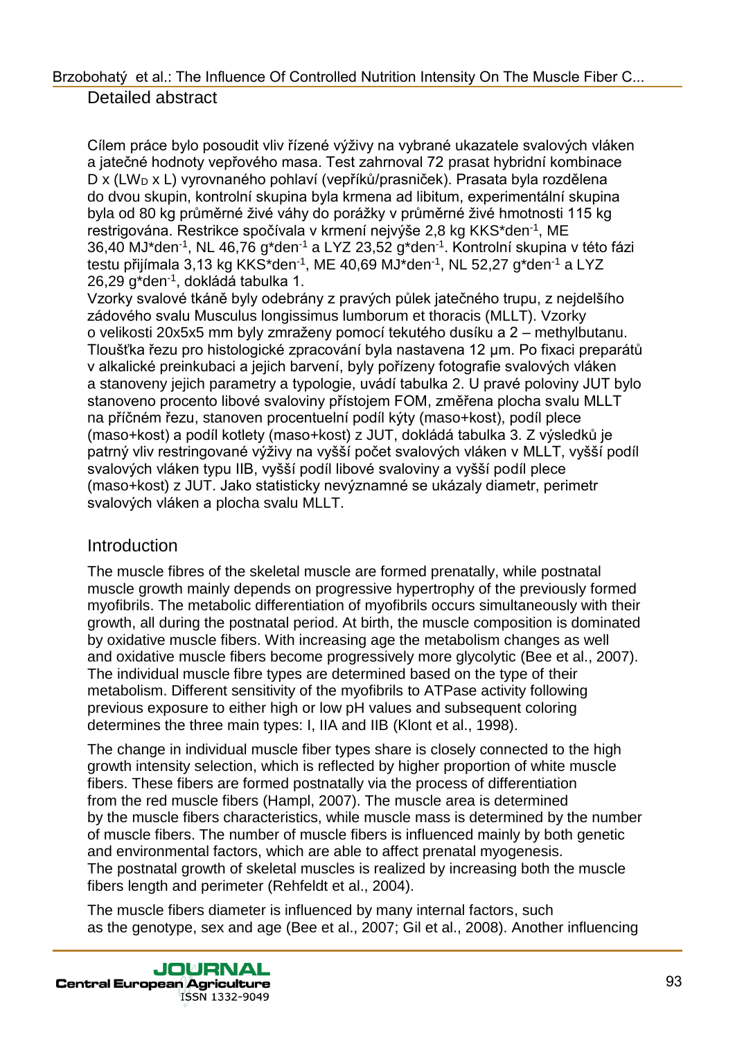## Detailed abstract

Cílem práce bylo posoudit vliv řízené výživy na vybrané ukazatele svalových vláken a jatečné hodnoty vepřového masa. Test zahrnoval 72 prasat hybridní kombinace D x ($LW_D$ x L) vyrovnaného pohlaví (vepříků/prasniček). Prasata byla rozdělena do dvou skupin, kontrolní skupina byla krmena ad libitum, experimentální skupina byla od 80 kg průměrné živé váhy do porážky v průměrné živé hmotnosti 115 kg restrigována. Restrikce spočívala v krmení nejvýše 2,8 kg KKS*$den^{-1}$, ME 36,40 MJ*$den^{-1}$, NL 46,76 g*$den^{-1}$ a LYZ 23,52 g*$den^{-1}$. Kontrolní skupina v této fázi testu přijímala 3,13 kg KKS*$den^{-1}$, ME 40,69 MJ*$den^{-1}$, NL 52,27 g*$den^{-1}$ a LYZ 26,29 g*$den^{-1}$, dokládá tabulka 1.

Vzorky svalové tkáně byly odebrány z pravých půlek jatečného trupu, z nejdelšího zádového svalu Musculus longissimus lumborum et thoracis (MLLT). Vzorky o velikosti 20x5x5 mm byly zmraženy pomocí tekutého dusíku a 2 – methylbutanu. Tloušťka řezu pro histologické zpracování byla nastavena 12 µm. Po fixaci preparátů v alkalické preinkubaci a jejich barvení, byly pořízeny fotografie svalových vláken a stanoveny jejich parametry a typologie, uvádí tabulka 2. U pravé poloviny JUT bylo stanoveno procento libové svaloviny přístojem FOM, změřena plocha svalu MLLT na příčném řezu, stanoven procentuelní podíl kýty (maso+kost), podíl plece (maso+kost) a podíl kotlety (maso+kost) z JUT, dokládá tabulka 3. Z výsledků je patrný vliv restringované výživy na vyšší počet svalových vláken v MLLT, vyšší podíl svalových vláken typu IIB, vyšší podíl libové svaloviny a vyšší podíl plece (maso+kost) z JUT. Jako statisticky nevýznamné se ukázaly diametr, perimetr svalových vláken a plocha svalu MLLT.

## Introduction

The muscle fibres of the skeletal muscle are formed prenatally, while postnatal muscle growth mainly depends on progressive hypertrophy of the previously formed myofibrils. The metabolic differentiation of myofibrils occurs simultaneously with their growth, all during the postnatal period. At birth, the muscle composition is dominated by oxidative muscle fibers. With increasing age the metabolism changes as well and oxidative muscle fibers become progressively more glycolytic (Bee et al., 2007). The individual muscle fibre types are determined based on the type of their metabolism. Different sensitivity of the myofibrils to ATPase activity following previous exposure to either high or low pH values and subsequent coloring determines the three main types: I, IIA and IIB (Klont et al., 1998).

The change in individual muscle fiber types share is closely connected to the high growth intensity selection, which is reflected by higher proportion of white muscle fibers. These fibers are formed postnatally via the process of differentiation from the red muscle fibers (Hampl, 2007). The muscle area is determined by the muscle fibers characteristics, while muscle mass is determined by the number of muscle fibers. The number of muscle fibers is influenced mainly by both genetic and environmental factors, which are able to affect prenatal myogenesis. The postnatal growth of skeletal muscles is realized by increasing both the muscle fibers length and perimeter (Rehfeldt et al., 2004).

The muscle fibers diameter is influenced by many internal factors, such as the genotype, sex and age (Bee et al., 2007; Gil et al., 2008). Another influencing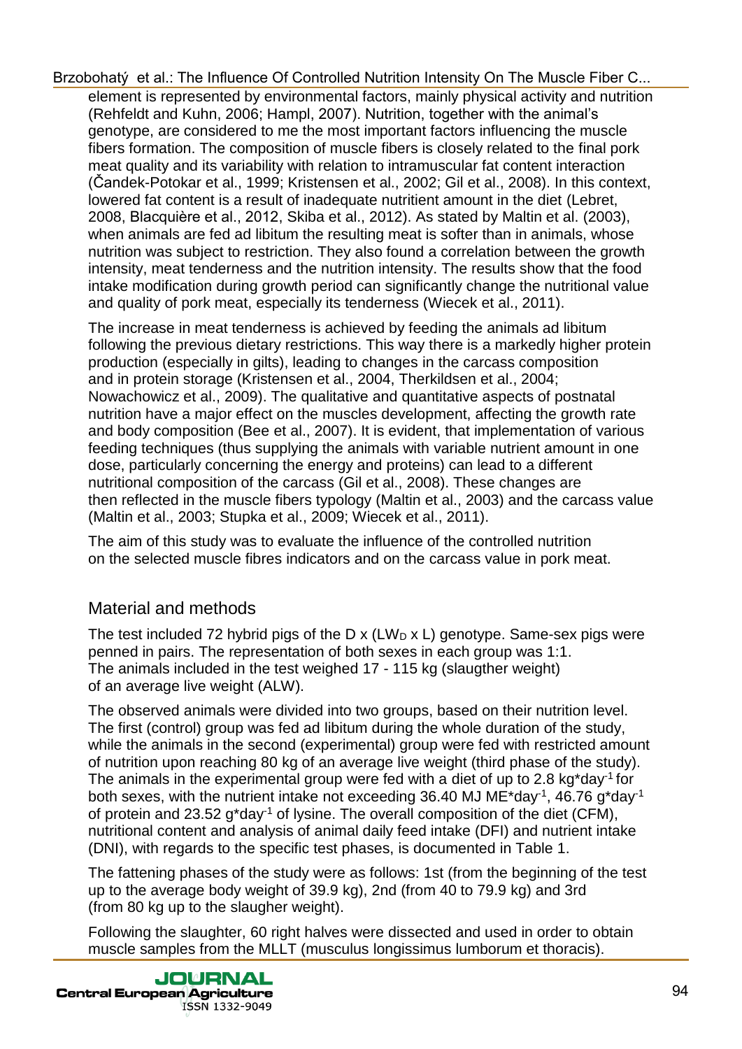element is represented by environmental factors, mainly physical activity and nutrition (Rehfeldt and Kuhn, 2006; Hampl, 2007). Nutrition, together with the animal's genotype, are considered to me the most important factors influencing the muscle fibers formation. The composition of muscle fibers is closely related to the final pork meat quality and its variability with relation to intramuscular fat content interaction (Čandek-Potokar et al., 1999; Kristensen et al., 2002; Gil et al., 2008). In this context, lowered fat content is a result of inadequate nutritient amount in the diet (Lebret, 2008, Blacquière et al., 2012, Skiba et al., 2012). As stated by Maltin et al. (2003), when animals are fed ad libitum the resulting meat is softer than in animals, whose nutrition was subject to restriction. They also found a correlation between the growth intensity, meat tenderness and the nutrition intensity. The results show that the food intake modification during growth period can significantly change the nutritional value and quality of pork meat, especially its tenderness (Wiecek et al., 2011).

The increase in meat tenderness is achieved by feeding the animals ad libitum following the previous dietary restrictions. This way there is a markedly higher protein production (especially in gilts), leading to changes in the carcass composition and in protein storage (Kristensen et al., 2004, Therkildsen et al., 2004; Nowachowicz et al., 2009). The qualitative and quantitative aspects of postnatal nutrition have a major effect on the muscles development, affecting the growth rate and body composition (Bee et al., 2007). It is evident, that implementation of various feeding techniques (thus supplying the animals with variable nutrient amount in one dose, particularly concerning the energy and proteins) can lead to a different nutritional composition of the carcass (Gil et al., 2008). These changes are then reflected in the muscle fibers typology (Maltin et al., 2003) and the carcass value (Maltin et al., 2003; Stupka et al., 2009; Wiecek et al., 2011).

The aim of this study was to evaluate the influence of the controlled nutrition on the selected muscle fibres indicators and on the carcass value in pork meat.

## Material and methods

The test included 72 hybrid pigs of the D x ($LW_D$ x L) genotype. Same-sex pigs were penned in pairs. The representation of both sexes in each group was 1:1. The animals included in the test weighed 17 - 115 kg (slaugther weight) of an average live weight (ALW).

The observed animals were divided into two groups, based on their nutrition level. The first (control) group was fed ad libitum during the whole duration of the study, while the animals in the second (experimental) group were fed with restricted amount of nutrition upon reaching 80 kg of an average live weight (third phase of the study). The animals in the experimental group were fed with a diet of up to 2.8 kg*day$^{-1}$ for both sexes, with the nutrient intake not exceeding 36.40 MJ ME*day$^{-1}$, 46.76 g*day$^{-1}$ of protein and 23.52 g*day$^{-1}$ of lysine. The overall composition of the diet (CFM), nutritional content and analysis of animal daily feed intake (DFI) and nutrient intake (DNI), with regards to the specific test phases, is documented in Table 1.

The fattening phases of the study were as follows: 1st (from the beginning of the test up to the average body weight of 39.9 kg), 2nd (from 40 to 79.9 kg) and 3rd (from 80 kg up to the slaugher weight).

Following the slaughter, 60 right halves were dissected and used in order to obtain muscle samples from the MLLT (musculus longissimus lumborum et thoracis).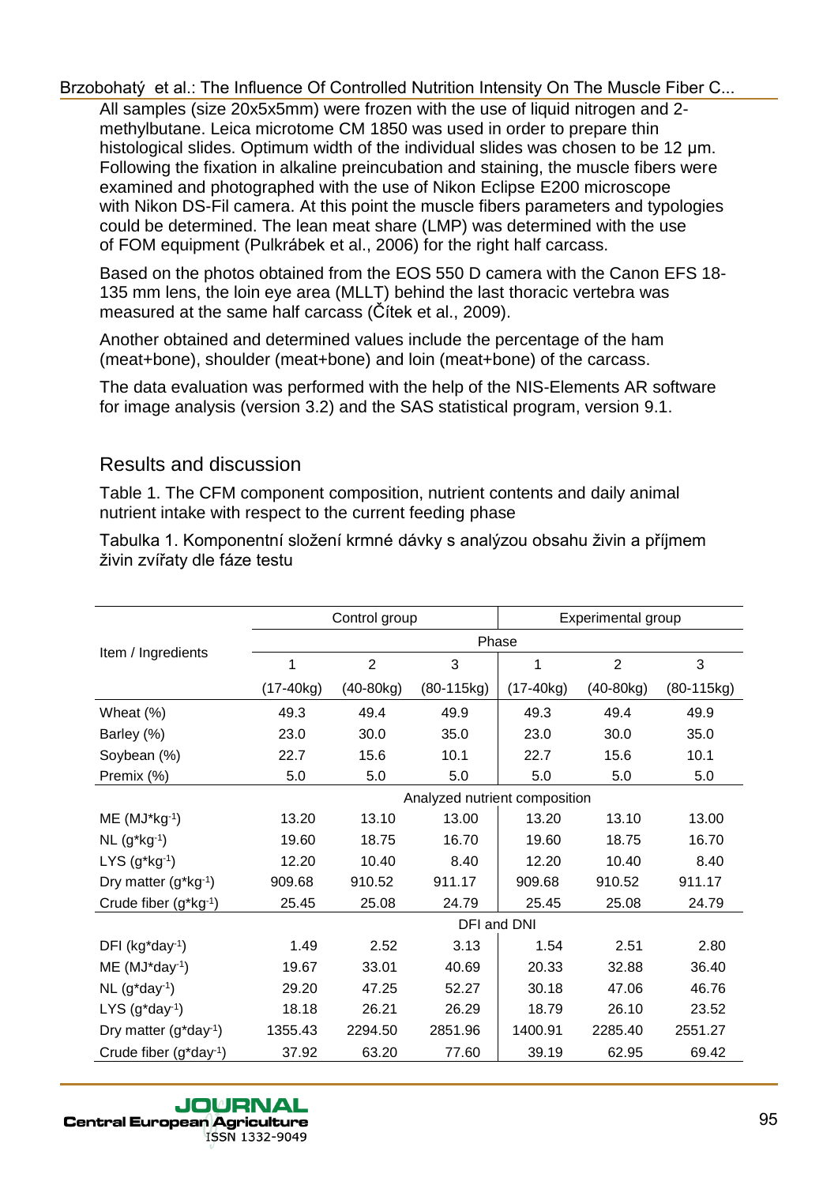All samples (size 20x5x5mm) were frozen with the use of liquid nitrogen and 2-methylbutane. Leica microtome CM 1850 was used in order to prepare thin histological slides. Optimum width of the individual slides was chosen to be 12 μm. Following the fixation in alkaline preincubation and staining, the muscle fibers were examined and photographed with the use of Nikon Eclipse E200 microscope with Nikon DS-Fil camera. At this point the muscle fibers parameters and typologies could be determined. The lean meat share (LMP) was determined with the use of FOM equipment (Pulkrábek et al., 2006) for the right half carcass.

Based on the photos obtained from the EOS 550 D camera with the Canon EFS 18-135 mm lens, the loin eye area (MLLT) behind the last thoracic vertebra was measured at the same half carcass (Čítek et al., 2009).

Another obtained and determined values include the percentage of the ham (meat+bone), shoulder (meat+bone) and loin (meat+bone) of the carcass.

The data evaluation was performed with the help of the NIS-Elements AR software for image analysis (version 3.2) and the SAS statistical program, version 9.1.

## Results and discussion

Table 1. The CFM component composition, nutrient contents and daily animal nutrient intake with respect to the current feeding phase

Tabulka 1. Komponentní složení krmné dávky s analýzou obsahu živin a příjmem živin zvířaty dle fáze testu

| Item / Ingredients | Control group | | | Experimental group | | |
|---|---|---|---|---|---|---|
| | Phase | | | | | |
| | 1 | 2 | 3 | 1 | 2 | 3 |
| | (17-40kg) | (40-80kg) | (80-115kg) | (17-40kg) | (40-80kg) | (80-115kg) |
| Wheat (%) | 49.3 | 49.4 | 49.9 | 49.3 | 49.4 | 49.9 |
| Barley (%) | 23.0 | 30.0 | 35.0 | 23.0 | 30.0 | 35.0 |
| Soybean (%) | 22.7 | 15.6 | 10.1 | 22.7 | 15.6 | 10.1 |
| Premix (%) | 5.0 | 5.0 | 5.0 | 5.0 | 5.0 | 5.0 |
| | Analyzed nutrient composition | | | | | |
| ME ($MJ*kg^{-1}$) | 13.20 | 13.10 | 13.00 | 13.20 | 13.10 | 13.00 |
| NL ($g*kg^{-1}$) | 19.60 | 18.75 | 16.70 | 19.60 | 18.75 | 16.70 |
| LYS ($g*kg^{-1}$) | 12.20 | 10.40 | 8.40 | 12.20 | 10.40 | 8.40 |
| Dry matter ($g*kg^{-1}$) | 909.68 | 910.52 | 911.17 | 909.68 | 910.52 | 911.17 |
| Crude fiber ($g*kg^{-1}$) | 25.45 | 25.08 | 24.79 | 25.45 | 25.08 | 24.79 |
| | DFI and DNI | | | | | |
| DFI ($kg*day^{-1}$) | 1.49 | 2.52 | 3.13 | 1.54 | 2.51 | 2.80 |
| ME ($MJ*day^{-1}$) | 19.67 | 33.01 | 40.69 | 20.33 | 32.88 | 36.40 |
| NL ($g*day^{-1}$) | 29.20 | 47.25 | 52.27 | 30.18 | 47.06 | 46.76 |
| LYS ($g*day^{-1}$) | 18.18 | 26.21 | 26.29 | 18.79 | 26.10 | 23.52 |
| Dry matter ($g*day^{-1}$) | 1355.43 | 2294.50 | 2851.96 | 1400.91 | 2285.40 | 2551.27 |
| Crude fiber ($g*day^{-1}$) | 37.92 | 63.20 | 77.60 | 39.19 | 62.95 | 69.42 |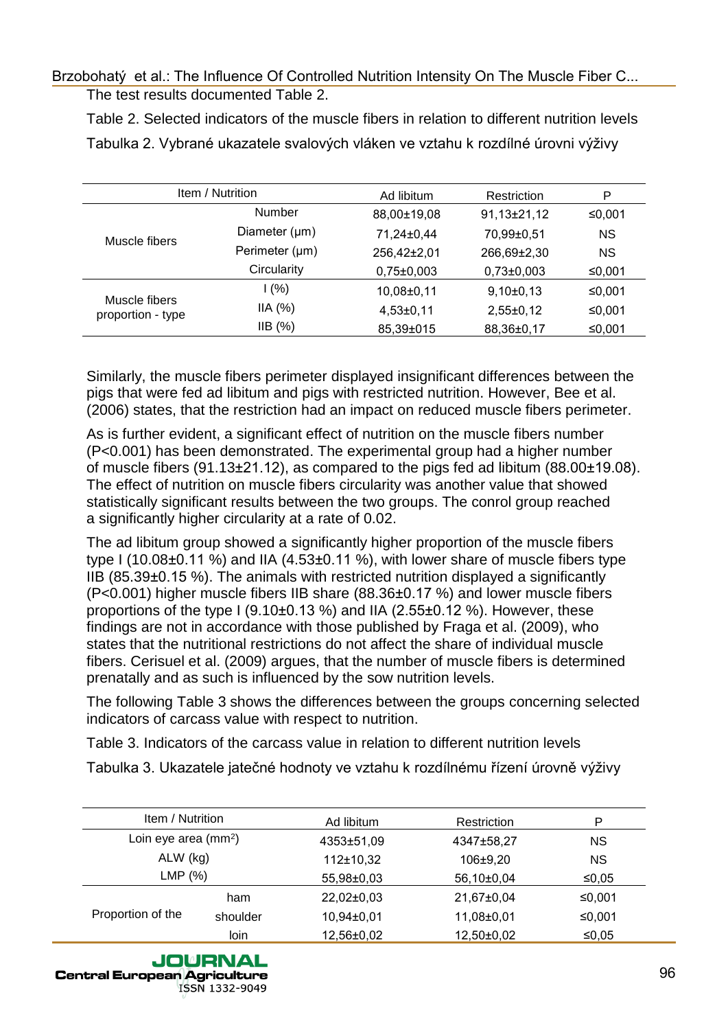The test results documented Table 2.

Table 2. Selected indicators of the muscle fibers in relation to different nutrition levels

Tabulka 2. Vybrané ukazatele svalových vláken ve vztahu k rozdílné úrovni výživy

| Item / Nutrition | | Ad libitum | Restriction | P |
|---|---|---|---|---|
| Muscle fibers | Number | 88,00±19,08 | 91,13±21,12 | ≤0,001 |
| | Diameter (µm) | 71,24±0,44 | 70,99±0,51 | NS |
| | Perimeter (µm) | 256,42±2,01 | 266,69±2,30 | NS |
| | Circularity | 0,75±0,003 | 0,73±0,003 | ≤0,001 |
| Muscle fibers proportion - type | I (%) | 10,08±0,11 | 9,10±0,13 | ≤0,001 |
| | IIA (%) | 4,53±0,11 | 2,55±0,12 | ≤0,001 |
| | IIB (%) | 85,39±015 | 88,36±0,17 | ≤0,001 |

Similarly, the muscle fibers perimeter displayed insignificant differences between the pigs that were fed ad libitum and pigs with restricted nutrition. However, Bee et al. (2006) states, that the restriction had an impact on reduced muscle fibers perimeter.

As is further evident, a significant effect of nutrition on the muscle fibers number (P<0.001) has been demonstrated. The experimental group had a higher number of muscle fibers (91.13±21.12), as compared to the pigs fed ad libitum (88.00±19.08). The effect of nutrition on muscle fibers circularity was another value that showed statistically significant results between the two groups. The conrol group reached a significantly higher circularity at a rate of 0.02.

The ad libitum group showed a significantly higher proportion of the muscle fibers type I (10.08±0.11 %) and IIA (4.53±0.11 %), with lower share of muscle fibers type IIB (85.39±0.15 %). The animals with restricted nutrition displayed a significantly (P<0.001) higher muscle fibers IIB share (88.36±0.17 %) and lower muscle fibers proportions of the type I (9.10±0.13 %) and IIA (2.55±0.12 %). However, these findings are not in accordance with those published by Fraga et al. (2009), who states that the nutritional restrictions do not affect the share of individual muscle fibers. Cerisuel et al. (2009) argues, that the number of muscle fibers is determined prenatally and as such is influenced by the sow nutrition levels.

The following Table 3 shows the differences between the groups concerning selected indicators of carcass value with respect to nutrition.

Table 3. Indicators of the carcass value in relation to different nutrition levels

Tabulka 3. Ukazatele jatečné hodnoty ve vztahu k rozdílnému řízení úrovně výživy

| Item / Nutrition | | Ad libitum | Restriction | P |
|---|---|---|---|---|
| Loin eye area (mm²) | | 4353±51,09 | 4347±58,27 | NS |
| ALW (kg) | | 112±10,32 | 106±9,20 | NS |
| LMP (%) | | 55,98±0,03 | 56,10±0,04 | ≤0,05 |
| Proportion of the | ham | 22,02±0,03 | 21,67±0,04 | ≤0,001 |
| | shoulder | 10,94±0,01 | 11,08±0,01 | ≤0,001 |
| | loin | 12,56±0,02 | 12,50±0,02 | ≤0,05 |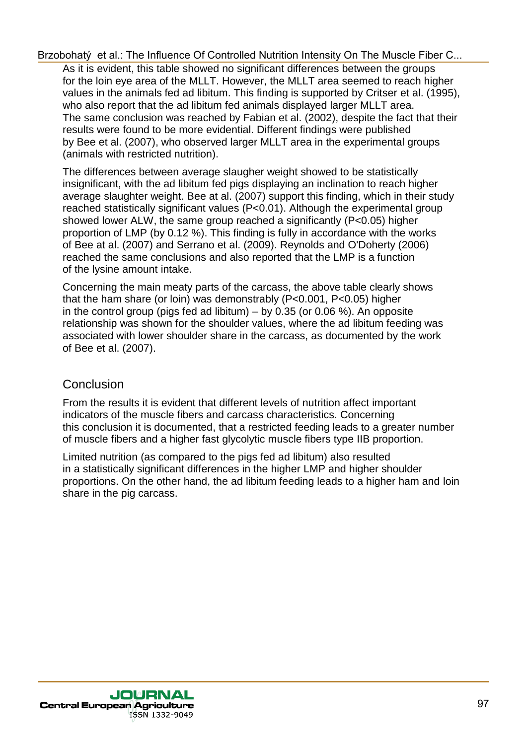As it is evident, this table showed no significant differences between the groups for the loin eye area of the MLLT. However, the MLLT area seemed to reach higher values in the animals fed ad libitum. This finding is supported by Critser et al. (1995), who also report that the ad libitum fed animals displayed larger MLLT area. The same conclusion was reached by Fabian et al. (2002), despite the fact that their results were found to be more evidential. Different findings were published by Bee et al. (2007), who observed larger MLLT area in the experimental groups (animals with restricted nutrition).

The differences between average slaugher weight showed to be statistically insignificant, with the ad libitum fed pigs displaying an inclination to reach higher average slaughter weight. Bee at al. (2007) support this finding, which in their study reached statistically significant values ($P<0.01$). Although the experimental group showed lower ALW, the same group reached a significantly ($P<0.05$) higher proportion of LMP (by 0.12 %). This finding is fully in accordance with the works of Bee at al. (2007) and Serrano et al. (2009). Reynolds and O'Doherty (2006) reached the same conclusions and also reported that the LMP is a function of the lysine amount intake.

Concerning the main meaty parts of the carcass, the above table clearly shows that the ham share (or loin) was demonstrably ($P<0.001$, $P<0.05$) higher in the control group (pigs fed ad libitum) – by 0.35 (or 0.06 %). An opposite relationship was shown for the shoulder values, where the ad libitum feeding was associated with lower shoulder share in the carcass, as documented by the work of Bee et al. (2007).

## Conclusion

From the results it is evident that different levels of nutrition affect important indicators of the muscle fibers and carcass characteristics. Concerning this conclusion it is documented, that a restricted feeding leads to a greater number of muscle fibers and a higher fast glycolytic muscle fibers type IIB proportion.

Limited nutrition (as compared to the pigs fed ad libitum) also resulted in a statistically significant differences in the higher LMP and higher shoulder proportions. On the other hand, the ad libitum feeding leads to a higher ham and loin share in the pig carcass.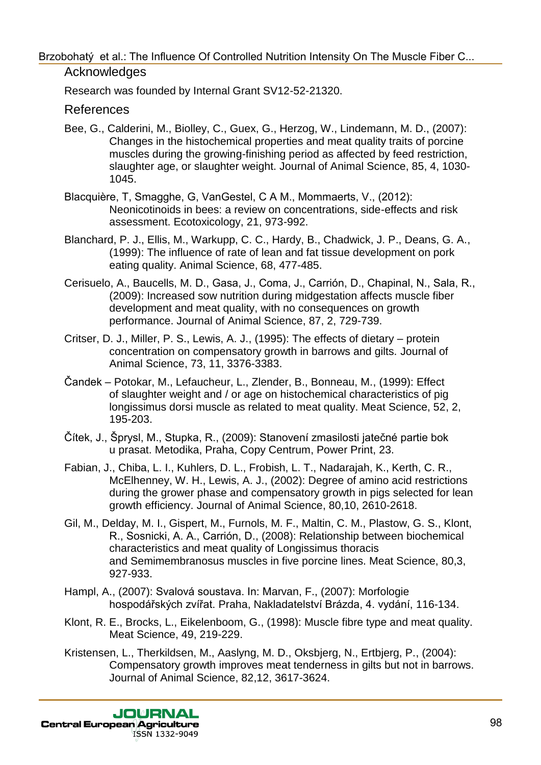## Acknowledges

Research was founded by Internal Grant SV12-52-21320.

## References

Bee, G., Calderini, M., Biolley, C., Guex, G., Herzog, W., Lindemann, M. D., (2007): Changes in the histochemical properties and meat quality traits of porcine muscles during the growing-finishing period as affected by feed restriction, slaughter age, or slaughter weight. Journal of Animal Science, 85, 4, 1030-1045.

Blacquière, T, Smagghe, G, VanGestel, C A M., Mommaerts, V., (2012): Neonicotinoids in bees: a review on concentrations, side-effects and risk assessment. Ecotoxicology, 21, 973-992.

Blanchard, P. J., Ellis, M., Warkupp, C. C., Hardy, B., Chadwick, J. P., Deans, G. A., (1999): The influence of rate of lean and fat tissue development on pork eating quality. Animal Science, 68, 477-485.

Cerisuelo, A., Baucells, M. D., Gasa, J., Coma, J., Carrión, D., Chapinal, N., Sala, R., (2009): Increased sow nutrition during midgestation affects muscle fiber development and meat quality, with no consequences on growth performance. Journal of Animal Science, 87, 2, 729-739.

Critser, D. J., Miller, P. S., Lewis, A. J., (1995): The effects of dietary – protein concentration on compensatory growth in barrows and gilts. Journal of Animal Science, 73, 11, 3376-3383.

Čandek – Potokar, M., Lefaucheur, L., Zlender, B., Bonneau, M., (1999): Effect of slaughter weight and / or age on histochemical characteristics of pig longissimus dorsi muscle as related to meat quality. Meat Science, 52, 2, 195-203.

Čítek, J., Šprysl, M., Stupka, R., (2009): Stanovení zmasilosti jatečné partie bok u prasat. Metodika, Praha, Copy Centrum, Power Print, 23.

Fabian, J., Chiba, L. I., Kuhlers, D. L., Frobish, L. T., Nadarajah, K., Kerth, C. R., McElhenney, W. H., Lewis, A. J., (2002): Degree of amino acid restrictions during the grower phase and compensatory growth in pigs selected for lean growth efficiency. Journal of Animal Science, 80,10, 2610-2618.

Gil, M., Delday, M. I., Gispert, M., Furnols, M. F., Maltin, C. M., Plastow, G. S., Klont, R., Sosnicki, A. A., Carrión, D., (2008): Relationship between biochemical characteristics and meat quality of Longissimus thoracis and Semimembranosus muscles in five porcine lines. Meat Science, 80,3, 927-933.

Hampl, A., (2007): Svalová soustava. In: Marvan, F., (2007): Morfologie hospodářských zvířat. Praha, Nakladatelství Brázda, 4. vydání, 116-134.

Klont, R. E., Brocks, L., Eikelenboom, G., (1998): Muscle fibre type and meat quality. Meat Science, 49, 219-229.

Kristensen, L., Therkildsen, M., Aaslyng, M. D., Oksbjerg, N., Ertbjerg, P., (2004): Compensatory growth improves meat tenderness in gilts but not in barrows. Journal of Animal Science, 82,12, 3617-3624.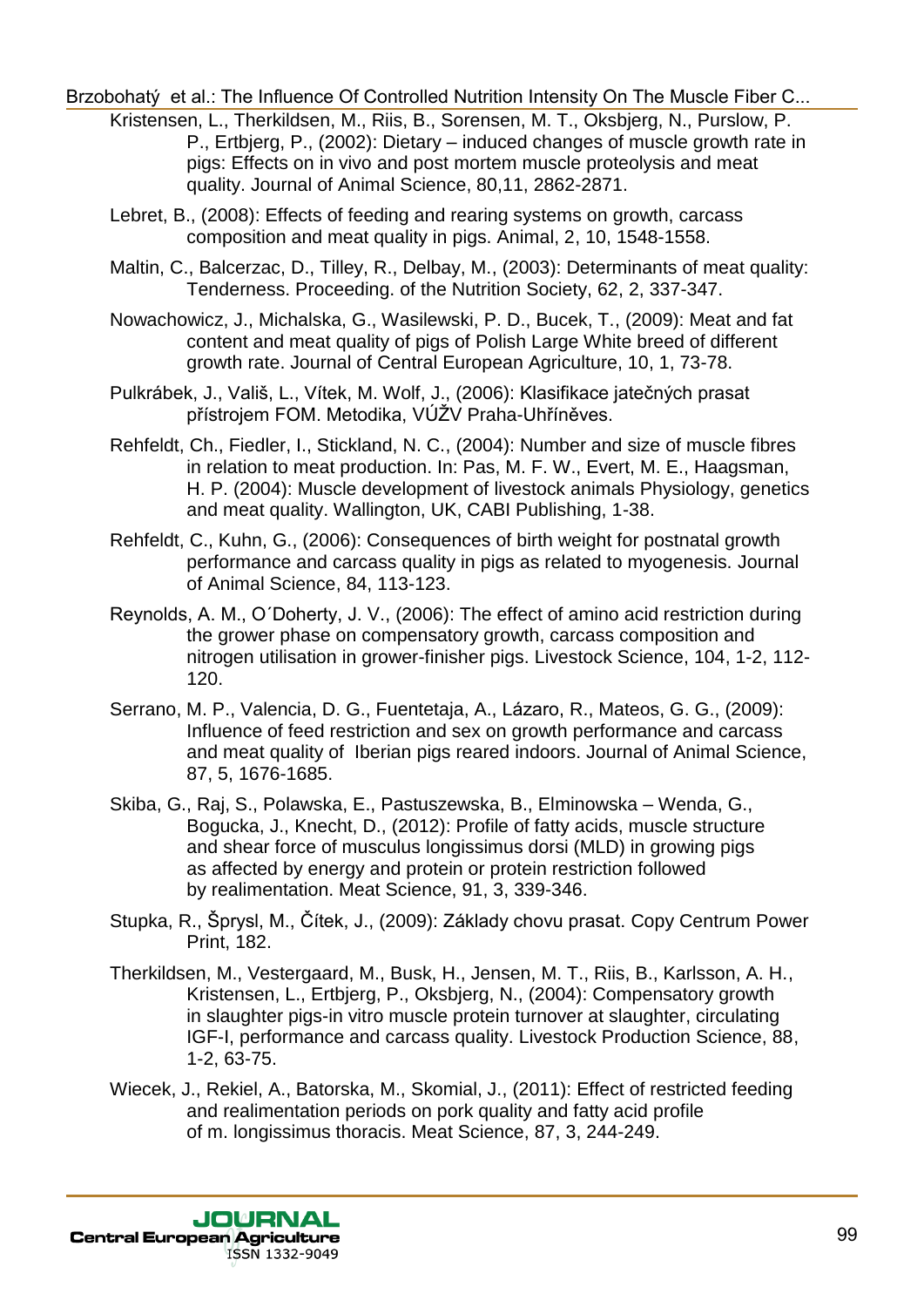Kristensen, L., Therkildsen, M., Riis, B., Sorensen, M. T., Oksbjerg, N., Purslow, P. P., Ertbjerg, P., (2002): Dietary – induced changes of muscle growth rate in pigs: Effects on in vivo and post mortem muscle proteolysis and meat quality. Journal of Animal Science, 80,11, 2862-2871.

Lebret, B., (2008): Effects of feeding and rearing systems on growth, carcass composition and meat quality in pigs. Animal, 2, 10, 1548-1558.

Maltin, C., Balcerzac, D., Tilley, R., Delbay, M., (2003): Determinants of meat quality: Tenderness. Proceeding. of the Nutrition Society, 62, 2, 337-347.

Nowachowicz, J., Michalska, G., Wasilewski, P. D., Bucek, T., (2009): Meat and fat content and meat quality of pigs of Polish Large White breed of different growth rate. Journal of Central European Agriculture, 10, 1, 73-78.

Pulkrábek, J., Vališ, L., Vítek, M. Wolf, J., (2006): Klasifikace jatečných prasat přístrojem FOM. Metodika, VÚŽV Praha-Uhříněves.

Rehfeldt, Ch., Fiedler, I., Stickland, N. C., (2004): Number and size of muscle fibres in relation to meat production. In: Pas, M. F. W., Evert, M. E., Haagsman, H. P. (2004): Muscle development of livestock animals Physiology, genetics and meat quality. Wallington, UK, CABI Publishing, 1-38.

Rehfeldt, C., Kuhn, G., (2006): Consequences of birth weight for postnatal growth performance and carcass quality in pigs as related to myogenesis. Journal of Animal Science, 84, 113-123.

Reynolds, A. M., O´Doherty, J. V., (2006): The effect of amino acid restriction during the grower phase on compensatory growth, carcass composition and nitrogen utilisation in grower-finisher pigs. Livestock Science, 104, 1-2, 112-120.

Serrano, M. P., Valencia, D. G., Fuentetaja, A., Lázaro, R., Mateos, G. G., (2009): Influence of feed restriction and sex on growth performance and carcass and meat quality of Iberian pigs reared indoors. Journal of Animal Science, 87, 5, 1676-1685.

Skiba, G., Raj, S., Polawska, E., Pastuszewska, B., Elminowska – Wenda, G., Bogucka, J., Knecht, D., (2012): Profile of fatty acids, muscle structure and shear force of musculus longissimus dorsi (MLD) in growing pigs as affected by energy and protein or protein restriction followed by realimentation. Meat Science, 91, 3, 339-346.

Stupka, R., Šprysl, M., Čítek, J., (2009): Základy chovu prasat. Copy Centrum Power Print, 182.

Therkildsen, M., Vestergaard, M., Busk, H., Jensen, M. T., Riis, B., Karlsson, A. H., Kristensen, L., Ertbjerg, P., Oksbjerg, N., (2004): Compensatory growth in slaughter pigs-in vitro muscle protein turnover at slaughter, circulating IGF-I, performance and carcass quality. Livestock Production Science, 88, 1-2, 63-75.

Wiecek, J., Rekiel, A., Batorska, M., Skomial, J., (2011): Effect of restricted feeding and realimentation periods on pork quality and fatty acid profile of m. longissimus thoracis. Meat Science, 87, 3, 244-249.